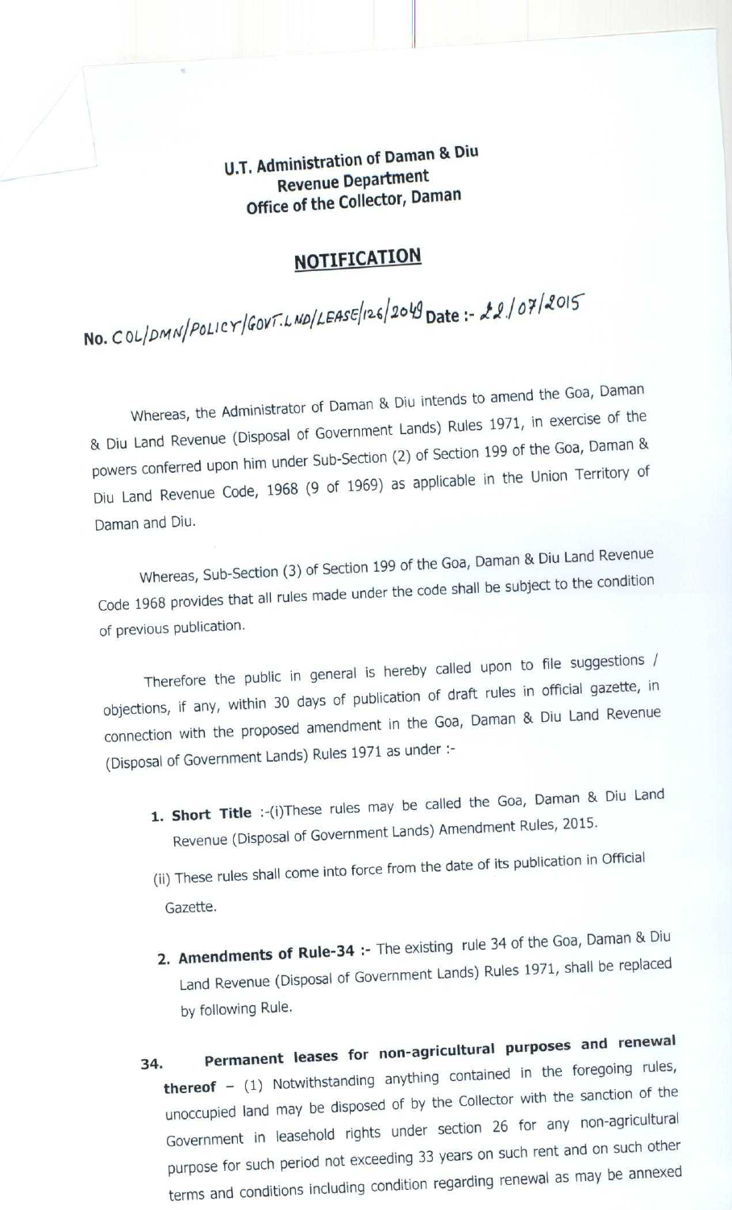**U.T. Administration of Daman & Diu**
**Revenue Department**
**Office of the Collector, Daman**

## NOTIFICATION

**No. COL/DMN/POLICY/GOVT.LND/LEASE/126/2049 Date :- 22/07/2015**

Whereas, the Administrator of Daman & Diu intends to amend the Goa, Daman & Diu Land Revenue (Disposal of Government Lands) Rules 1971, in exercise of the powers conferred upon him under Sub-Section (2) of Section 199 of the Goa, Daman & Diu Land Revenue Code, 1968 (9 of 1969) as applicable in the Union Territory of Daman and Diu.

Whereas, Sub-Section (3) of Section 199 of the Goa, Daman & Diu Land Revenue Code 1968 provides that all rules made under the code shall be subject to the condition of previous publication.

Therefore the public in general is hereby called upon to file suggestions / objections, if any, within 30 days of publication of draft rules in official gazette, in connection with the proposed amendment in the Goa, Daman & Diu Land Revenue (Disposal of Government Lands) Rules 1971 as under :-

1. **Short Title** :-(i)These rules may be called the Goa, Daman & Diu Land Revenue (Disposal of Government Lands) Amendment Rules, 2015.

   (ii) These rules shall come into force from the date of its publication in Official Gazette.

2. **Amendments of Rule-34 :-** The existing rule 34 of the Goa, Daman & Diu Land Revenue (Disposal of Government Lands) Rules 1971, shall be replaced by following Rule.

**34. Permanent leases for non-agricultural purposes and renewal thereof** – (1) Notwithstanding anything contained in the foregoing rules, unoccupied land may be disposed of by the Collector with the sanction of the Government in leasehold rights under section 26 for any non-agricultural purpose for such period not exceeding 33 years on such rent and on such other terms and conditions including condition regarding renewal as may be annexed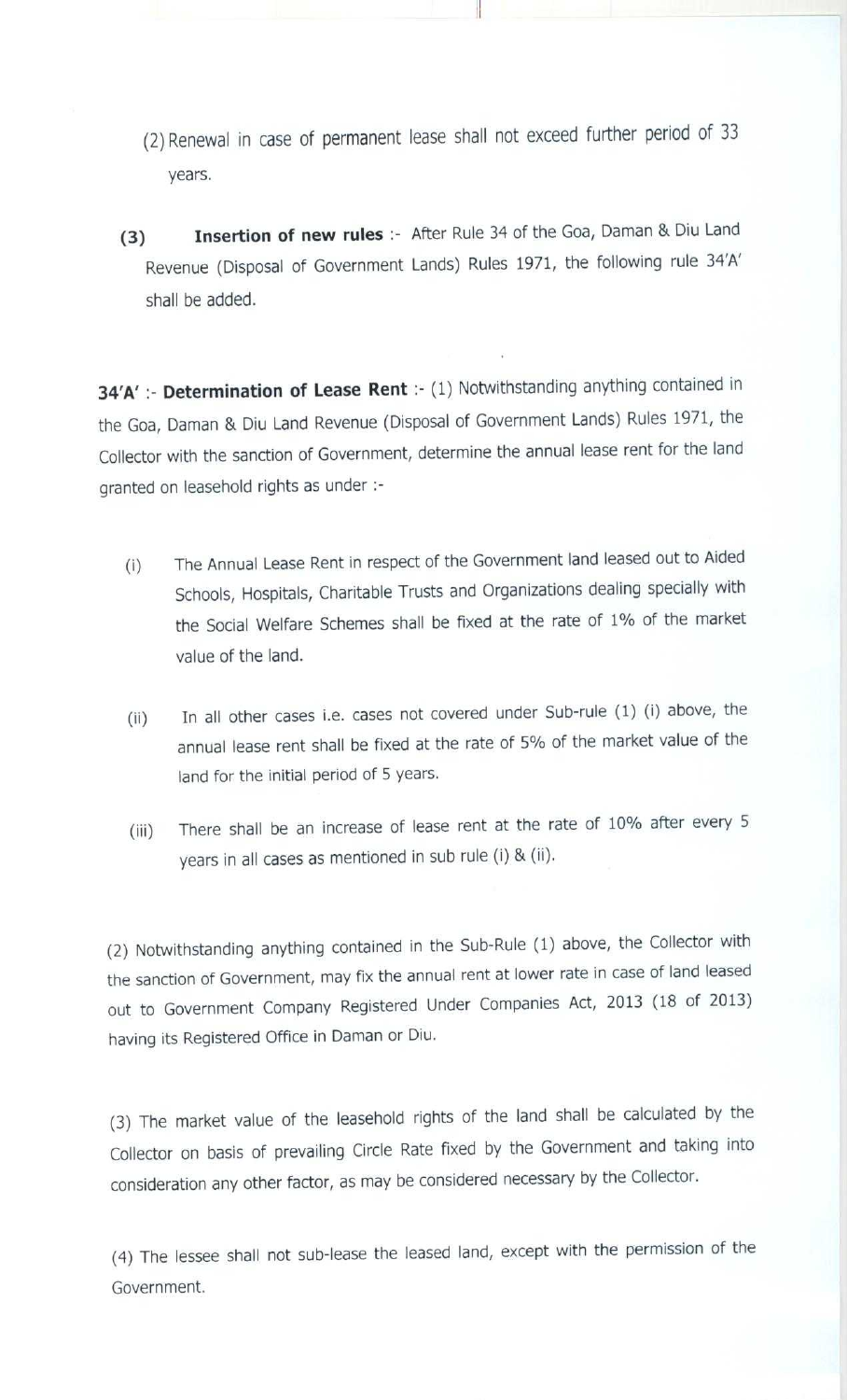(2) Renewal in case of permanent lease shall not exceed further period of 33 years.

**(3) Insertion of new rules** :- After Rule 34 of the Goa, Daman & Diu Land Revenue (Disposal of Government Lands) Rules 1971, the following rule 34'A' shall be added.

**34'A'** :- **Determination of Lease Rent** :- (1) Notwithstanding anything contained in the Goa, Daman & Diu Land Revenue (Disposal of Government Lands) Rules 1971, the Collector with the sanction of Government, determine the annual lease rent for the land granted on leasehold rights as under :-

(i) The Annual Lease Rent in respect of the Government land leased out to Aided Schools, Hospitals, Charitable Trusts and Organizations dealing specially with the Social Welfare Schemes shall be fixed at the rate of 1% of the market value of the land.

(ii) In all other cases i.e. cases not covered under Sub-rule (1) (i) above, the annual lease rent shall be fixed at the rate of 5% of the market value of the land for the initial period of 5 years.

(iii) There shall be an increase of lease rent at the rate of 10% after every 5 years in all cases as mentioned in sub rule (i) & (ii).

(2) Notwithstanding anything contained in the Sub-Rule (1) above, the Collector with the sanction of Government, may fix the annual rent at lower rate in case of land leased out to Government Company Registered Under Companies Act, 2013 (18 of 2013) having its Registered Office in Daman or Diu.

(3) The market value of the leasehold rights of the land shall be calculated by the Collector on basis of prevailing Circle Rate fixed by the Government and taking into consideration any other factor, as may be considered necessary by the Collector.

(4) The lessee shall not sub-lease the leased land, except with the permission of the Government.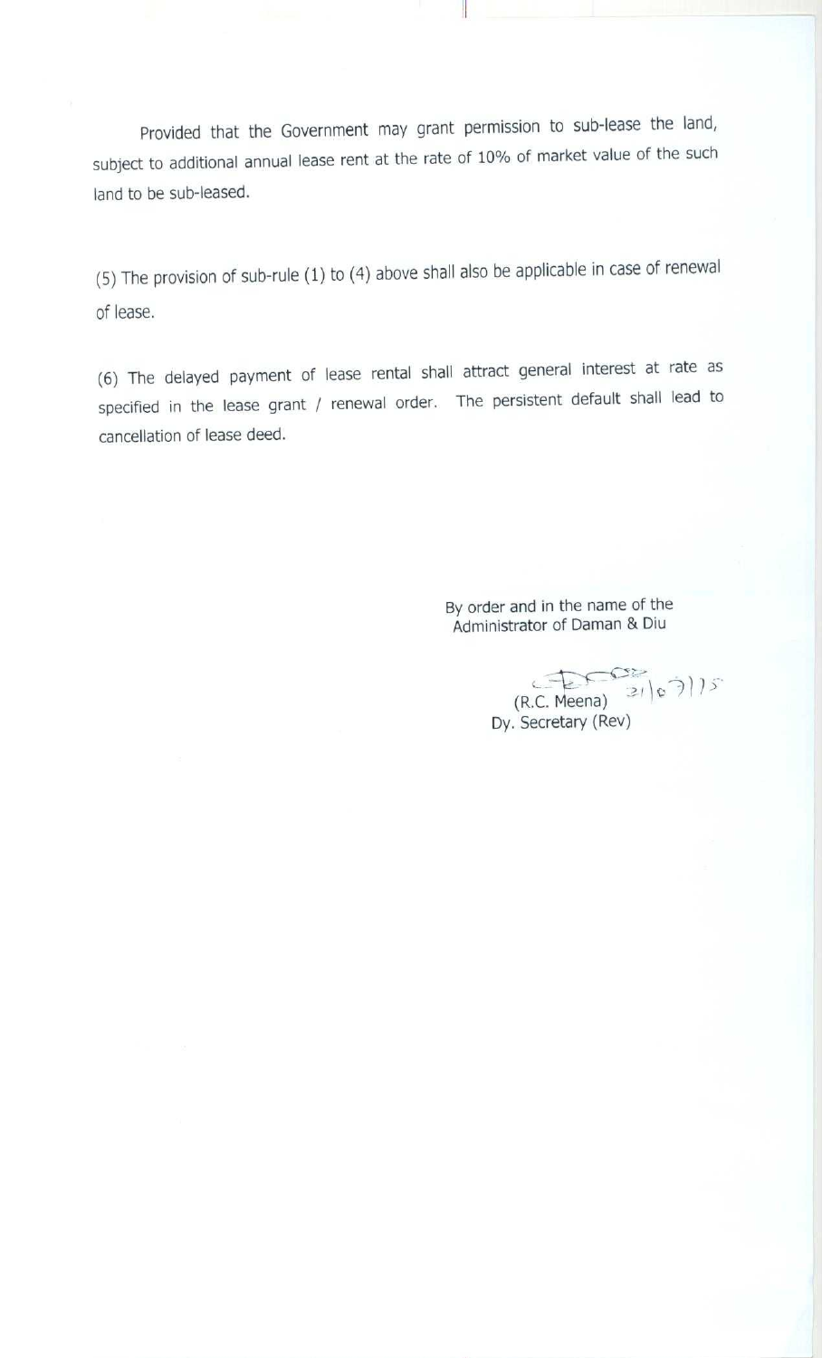Provided that the Government may grant permission to sub-lease the land, subject to additional annual lease rent at the rate of 10% of market value of the such land to be sub-leased.

(5) The provision of sub-rule (1) to (4) above shall also be applicable in case of renewal of lease.

(6) The delayed payment of lease rental shall attract general interest at rate as specified in the lease grant / renewal order. The persistent default shall lead to cancellation of lease deed.

By order and in the name of the
Administrator of Daman & Diu

21/07/15

(R.C. Meena)
Dy. Secretary (Rev)